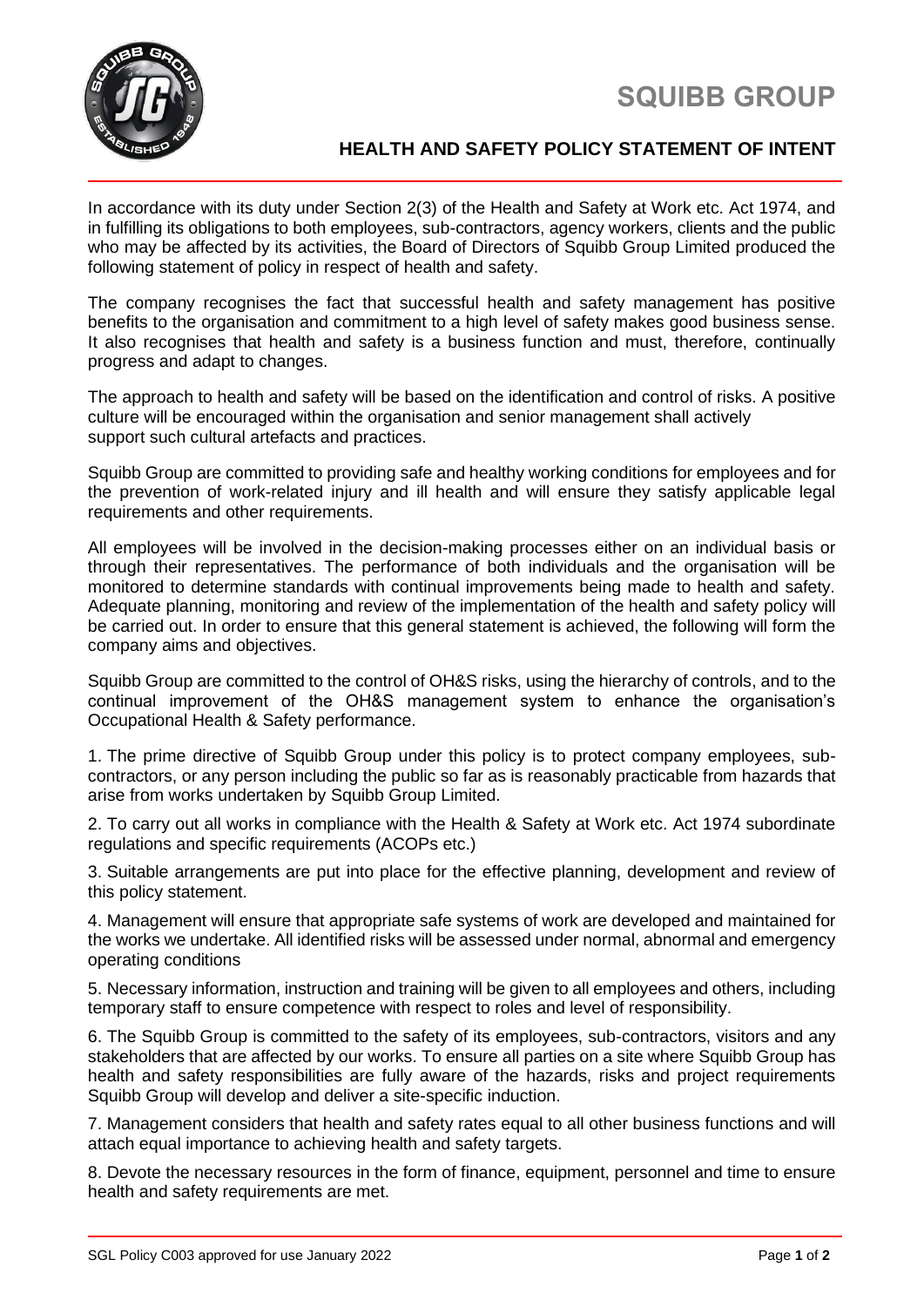# SQUIBB GROUP

## HEALTH AND SAFETY POLICY STATEMENT OF INTENT

In accordance with its duty under Section 2(3) of the Health and Safety at Work etc. Act 1974, and in fulfilling its obligations to both employees, sub-contractors, agency workers, clients and the public who may be affected by its activities, the Board of Directors of Squibb Group Limited produced the following statement of policy in respect of health and safety.

The company recognises the fact that successful health and safety management has positive benefits to the organisation and commitment to a high level of safety makes good business sense. It also recognises that health and safety is a business function and must, therefore, continually progress and adapt to changes.

The approach to health and safety will be based on the identification and control of risks. A positive culture will be encouraged within the organisation and senior management shall actively support such cultural artefacts and practices.

Squibb Group are committed to providing safe and healthy working conditions for employees and for the prevention of work-related injury and ill health and will ensure they satisfy applicable legal requirements and other requirements.

All employees will be involved in the decision-making processes either on an individual basis or through their representatives. The performance of both individuals and the organisation will be monitored to determine standards with continual improvements being made to health and safety. Adequate planning, monitoring and review of the implementation of the health and safety policy will be carried out. In order to ensure that this general statement is achieved, the following will form the company aims and objectives.

Squibb Group are committed to the control of OH&S risks, using the hierarchy of controls, and to the continual improvement of the OH&S management system to enhance the organisation's Occupational Health & Safety performance.

1. The prime directive of Squibb Group under this policy is to protect company employees, sub-contractors, or any person including the public so far as is reasonably practicable from hazards that arise from works undertaken by Squibb Group Limited.

2. To carry out all works in compliance with the Health & Safety at Work etc. Act 1974 subordinate regulations and specific requirements (ACOPs etc.)

3. Suitable arrangements are put into place for the effective planning, development and review of this policy statement.

4. Management will ensure that appropriate safe systems of work are developed and maintained for the works we undertake. All identified risks will be assessed under normal, abnormal and emergency operating conditions

5. Necessary information, instruction and training will be given to all employees and others, including temporary staff to ensure competence with respect to roles and level of responsibility.

6. The Squibb Group is committed to the safety of its employees, sub-contractors, visitors and any stakeholders that are affected by our works. To ensure all parties on a site where Squibb Group has health and safety responsibilities are fully aware of the hazards, risks and project requirements Squibb Group will develop and deliver a site-specific induction.

7. Management considers that health and safety rates equal to all other business functions and will attach equal importance to achieving health and safety targets.

8. Devote the necessary resources in the form of finance, equipment, personnel and time to ensure health and safety requirements are met.

SGL Policy C003 approved for use January 2022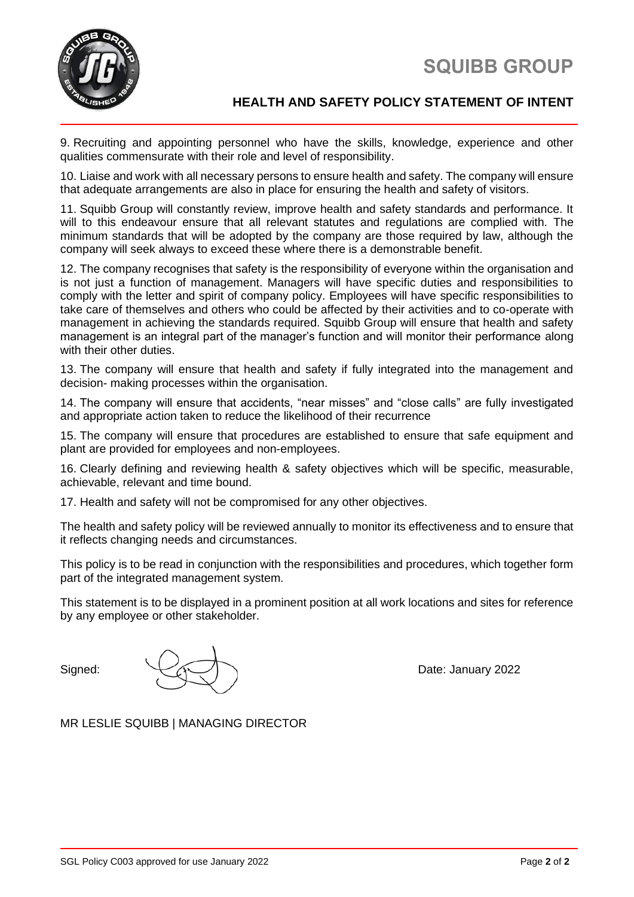9. Recruiting and appointing personnel who have the skills, knowledge, experience and other qualities commensurate with their role and level of responsibility.

10. Liaise and work with all necessary persons to ensure health and safety. The company will ensure that adequate arrangements are also in place for ensuring the health and safety of visitors.

11. Squibb Group will constantly review, improve health and safety standards and performance. It will to this endeavour ensure that all relevant statutes and regulations are complied with. The minimum standards that will be adopted by the company are those required by law, although the company will seek always to exceed these where there is a demonstrable benefit.

12. The company recognises that safety is the responsibility of everyone within the organisation and is not just a function of management. Managers will have specific duties and responsibilities to comply with the letter and spirit of company policy. Employees will have specific responsibilities to take care of themselves and others who could be affected by their activities and to co-operate with management in achieving the standards required. Squibb Group will ensure that health and safety management is an integral part of the manager's function and will monitor their performance along with their other duties.

13. The company will ensure that health and safety if fully integrated into the management and decision- making processes within the organisation.

14. The company will ensure that accidents, "near misses" and "close calls" are fully investigated and appropriate action taken to reduce the likelihood of their recurrence

15. The company will ensure that procedures are established to ensure that safe equipment and plant are provided for employees and non-employees.

16. Clearly defining and reviewing health & safety objectives which will be specific, measurable, achievable, relevant and time bound.

17. Health and safety will not be compromised for any other objectives.

The health and safety policy will be reviewed annually to monitor its effectiveness and to ensure that it reflects changing needs and circumstances.

This policy is to be read in conjunction with the responsibilities and procedures, which together form part of the integrated management system.

This statement is to be displayed in a prominent position at all work locations and sites for reference by any employee or other stakeholder.

Signed: Date: January 2022

MR LESLIE SQUIBB | MANAGING DIRECTOR

SGL Policy C003 approved for use January 2022